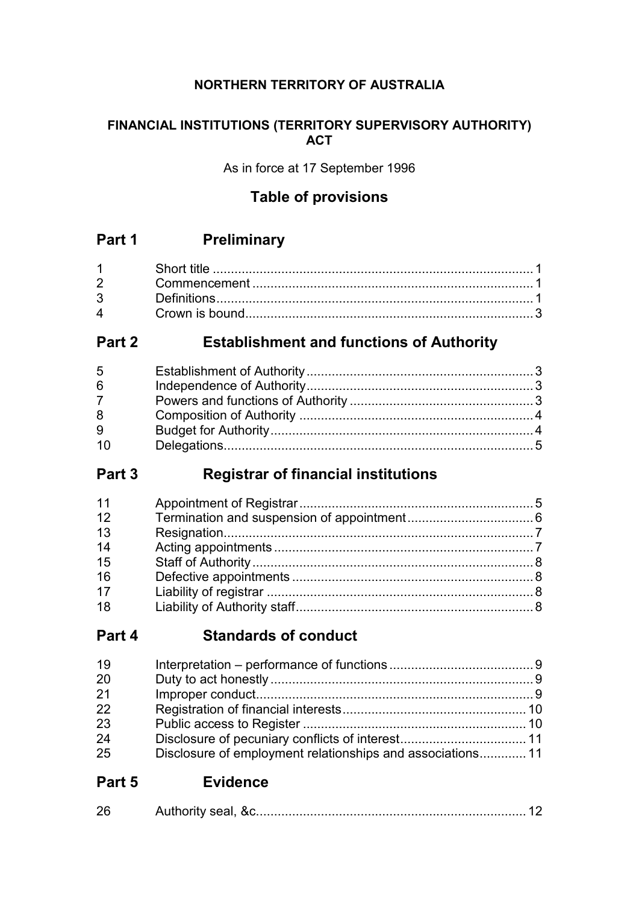**NORTHERN TERRITORY OF AUSTRALIA**

**FINANCIAL INSTITUTIONS (TERRITORY SUPERVISORY AUTHORITY) ACT**

As in force at 17 September 1996

## Table of provisions

## Part 1 Preliminary

| | | |
|---|---|---|
| 1 | Short title | 1 |
| 2 | Commencement | 1 |
| 3 | Definitions | 1 |
| 4 | Crown is bound | 3 |

## Part 2 Establishment and functions of Authority

| | | |
|---|---|---|
| 5 | Establishment of Authority | 3 |
| 6 | Independence of Authority | 3 |
| 7 | Powers and functions of Authority | 3 |
| 8 | Composition of Authority | 4 |
| 9 | Budget for Authority | 4 |
| 10 | Delegations | 5 |

## Part 3 Registrar of financial institutions

| | | |
|---|---|---|
| 11 | Appointment of Registrar | 5 |
| 12 | Termination and suspension of appointment | 6 |
| 13 | Resignation | 7 |
| 14 | Acting appointments | 7 |
| 15 | Staff of Authority | 8 |
| 16 | Defective appointments | 8 |
| 17 | Liability of registrar | 8 |
| 18 | Liability of Authority staff | 8 |

## Part 4 Standards of conduct

| | | |
|---|---|---|
| 19 | Interpretation – performance of functions | 9 |
| 20 | Duty to act honestly | 9 |
| 21 | Improper conduct | 9 |
| 22 | Registration of financial interests | 10 |
| 23 | Public access to Register | 10 |
| 24 | Disclosure of pecuniary conflicts of interest | 11 |
| 25 | Disclosure of employment relationships and associations | 11 |

## Part 5 Evidence

| | | |
|---|---|---|
| 26 | Authority seal, &c. | 12 |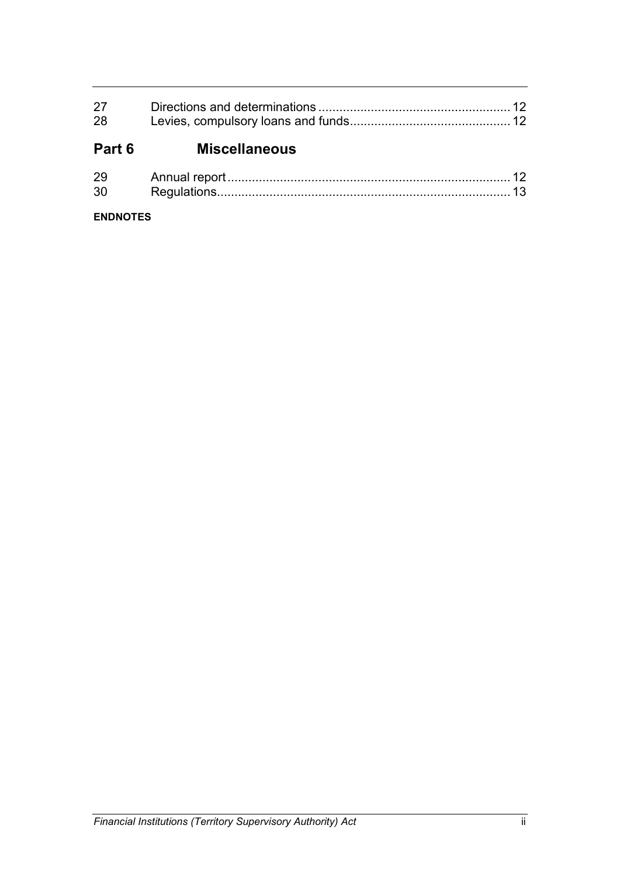| | | |
|---|---|---|
| 27 | Directions and determinations | 12 |
| 28 | Levies, compulsory loans and funds | 12 |

## Part 6 Miscellaneous

| | | |
|---|---|---|
| 29 | Annual report | 12 |
| 30 | Regulations | 13 |

**ENDNOTES**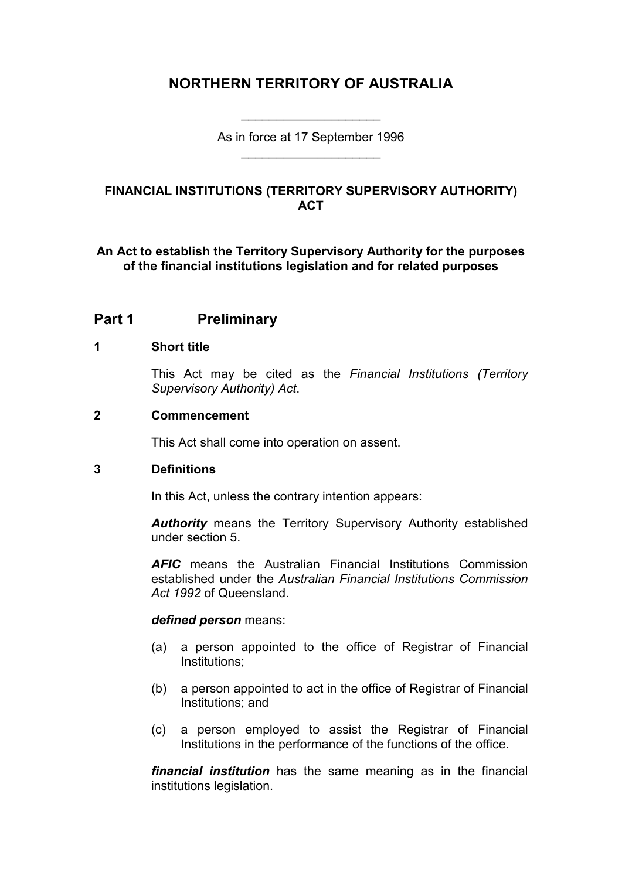# NORTHERN TERRITORY OF AUSTRALIA

As in force at 17 September 1996

## FINANCIAL INSTITUTIONS (TERRITORY SUPERVISORY AUTHORITY) ACT

**An Act to establish the Territory Supervisory Authority for the purposes of the financial institutions legislation and for related purposes**

## Part 1 Preliminary

### 1 Short title

This Act may be cited as the *Financial Institutions (Territory Supervisory Authority) Act*.

### 2 Commencement

This Act shall come into operation on assent.

### 3 Definitions

In this Act, unless the contrary intention appears:

***Authority*** means the Territory Supervisory Authority established under section 5.

***AFIC*** means the Australian Financial Institutions Commission established under the *Australian Financial Institutions Commission Act 1992* of Queensland.

***defined person*** means:

(a) a person appointed to the office of Registrar of Financial Institutions;

(b) a person appointed to act in the office of Registrar of Financial Institutions; and

(c) a person employed to assist the Registrar of Financial Institutions in the performance of the functions of the office.

***financial institution*** has the same meaning as in the financial institutions legislation.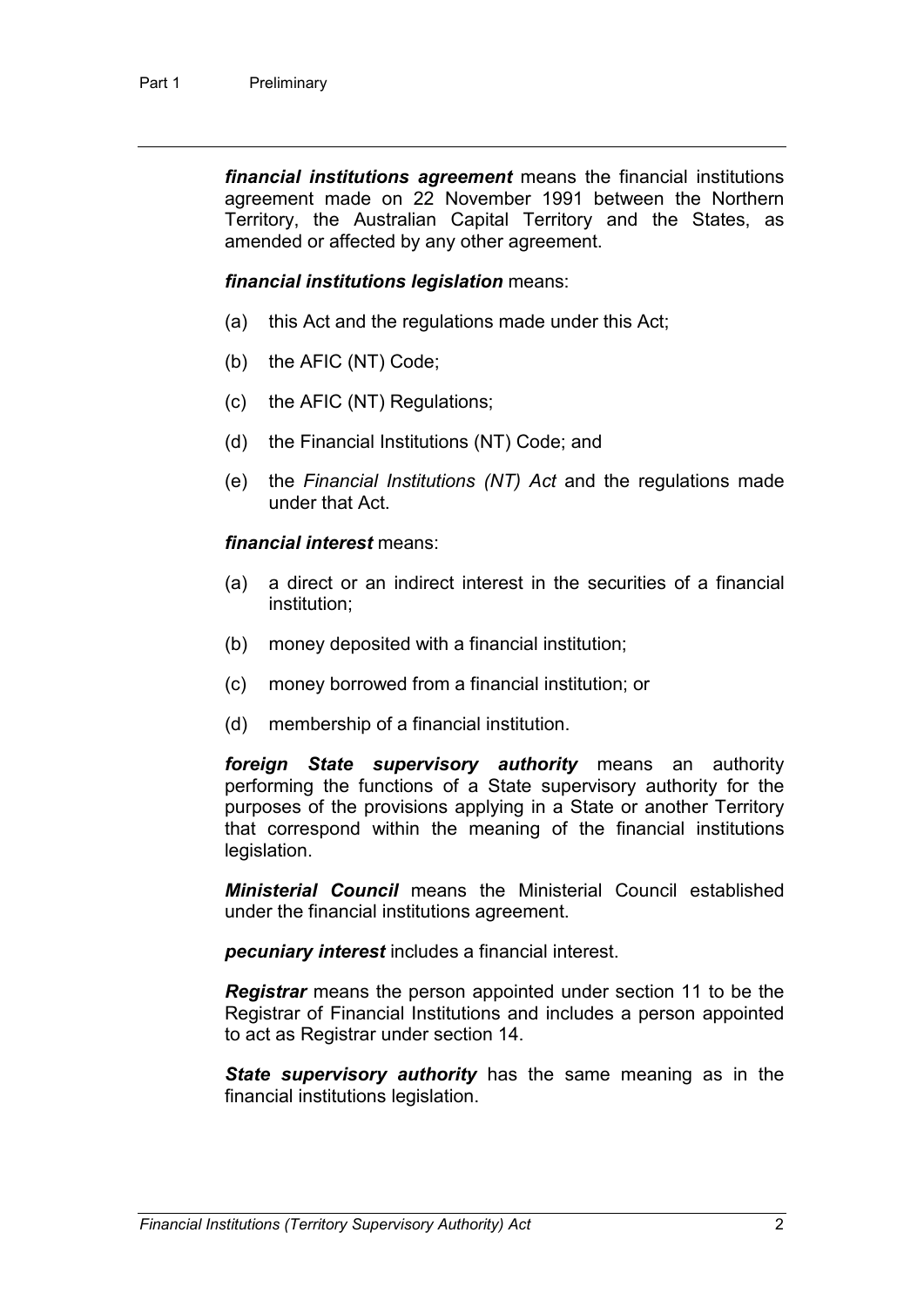***financial institutions agreement*** means the financial institutions agreement made on 22 November 1991 between the Northern Territory, the Australian Capital Territory and the States, as amended or affected by any other agreement.

***financial institutions legislation*** means:

(a) this Act and the regulations made under this Act;

(b) the AFIC (NT) Code;

(c) the AFIC (NT) Regulations;

(d) the Financial Institutions (NT) Code; and

(e) the *Financial Institutions (NT) Act* and the regulations made under that Act.

***financial interest*** means:

(a) a direct or an indirect interest in the securities of a financial institution;

(b) money deposited with a financial institution;

(c) money borrowed from a financial institution; or

(d) membership of a financial institution.

***foreign State supervisory authority*** means an authority performing the functions of a State supervisory authority for the purposes of the provisions applying in a State or another Territory that correspond within the meaning of the financial institutions legislation.

***Ministerial Council*** means the Ministerial Council established under the financial institutions agreement.

***pecuniary interest*** includes a financial interest.

***Registrar*** means the person appointed under section 11 to be the Registrar of Financial Institutions and includes a person appointed to act as Registrar under section 14.

***State supervisory authority*** has the same meaning as in the financial institutions legislation.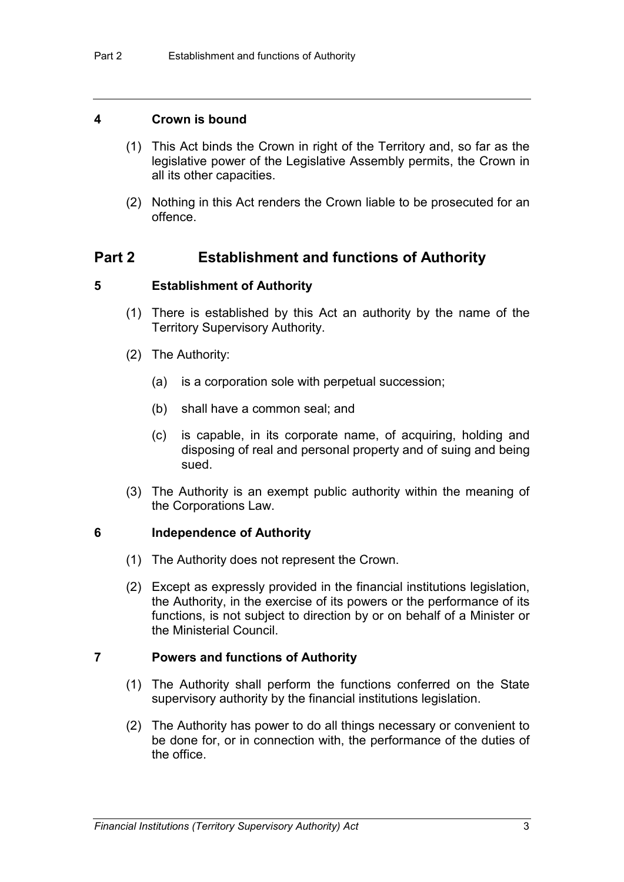### 4 Crown is bound

(1) This Act binds the Crown in right of the Territory and, so far as the legislative power of the Legislative Assembly permits, the Crown in all its other capacities.

(2) Nothing in this Act renders the Crown liable to be prosecuted for an offence.

## Part 2 Establishment and functions of Authority

### 5 Establishment of Authority

(1) There is established by this Act an authority by the name of the Territory Supervisory Authority.

(2) The Authority:

(a) is a corporation sole with perpetual succession;

(b) shall have a common seal; and

(c) is capable, in its corporate name, of acquiring, holding and disposing of real and personal property and of suing and being sued.

(3) The Authority is an exempt public authority within the meaning of the Corporations Law.

### 6 Independence of Authority

(1) The Authority does not represent the Crown.

(2) Except as expressly provided in the financial institutions legislation, the Authority, in the exercise of its powers or the performance of its functions, is not subject to direction by or on behalf of a Minister or the Ministerial Council.

### 7 Powers and functions of Authority

(1) The Authority shall perform the functions conferred on the State supervisory authority by the financial institutions legislation.

(2) The Authority has power to do all things necessary or convenient to be done for, or in connection with, the performance of the duties of the office.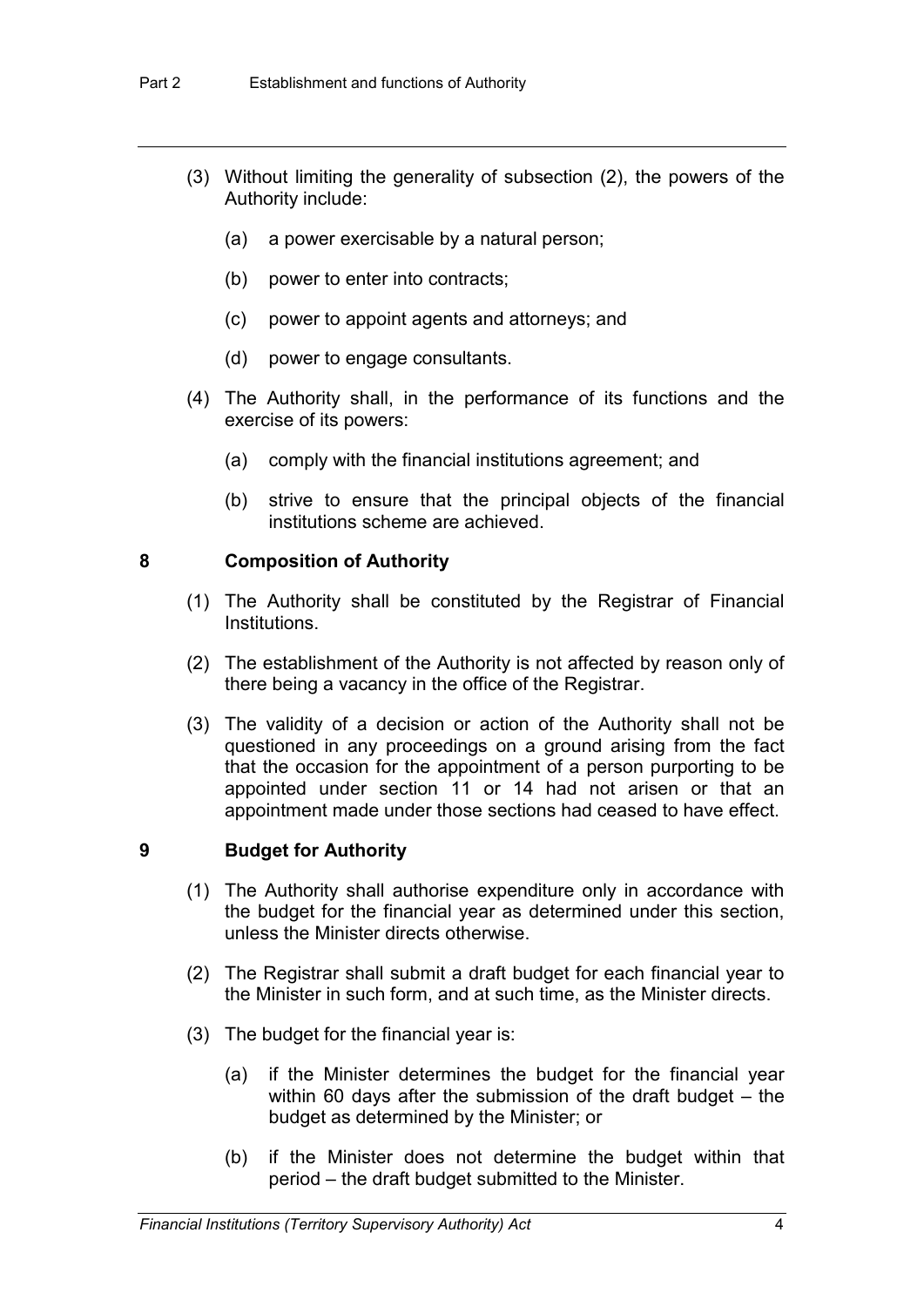(3) Without limiting the generality of subsection (2), the powers of the Authority include:

(a) a power exercisable by a natural person;

(b) power to enter into contracts;

(c) power to appoint agents and attorneys; and

(d) power to engage consultants.

(4) The Authority shall, in the performance of its functions and the exercise of its powers:

(a) comply with the financial institutions agreement; and

(b) strive to ensure that the principal objects of the financial institutions scheme are achieved.

### 8 Composition of Authority

(1) The Authority shall be constituted by the Registrar of Financial Institutions.

(2) The establishment of the Authority is not affected by reason only of there being a vacancy in the office of the Registrar.

(3) The validity of a decision or action of the Authority shall not be questioned in any proceedings on a ground arising from the fact that the occasion for the appointment of a person purporting to be appointed under section 11 or 14 had not arisen or that an appointment made under those sections had ceased to have effect.

### 9 Budget for Authority

(1) The Authority shall authorise expenditure only in accordance with the budget for the financial year as determined under this section, unless the Minister directs otherwise.

(2) The Registrar shall submit a draft budget for each financial year to the Minister in such form, and at such time, as the Minister directs.

(3) The budget for the financial year is:

(a) if the Minister determines the budget for the financial year within 60 days after the submission of the draft budget – the budget as determined by the Minister; or

(b) if the Minister does not determine the budget within that period – the draft budget submitted to the Minister.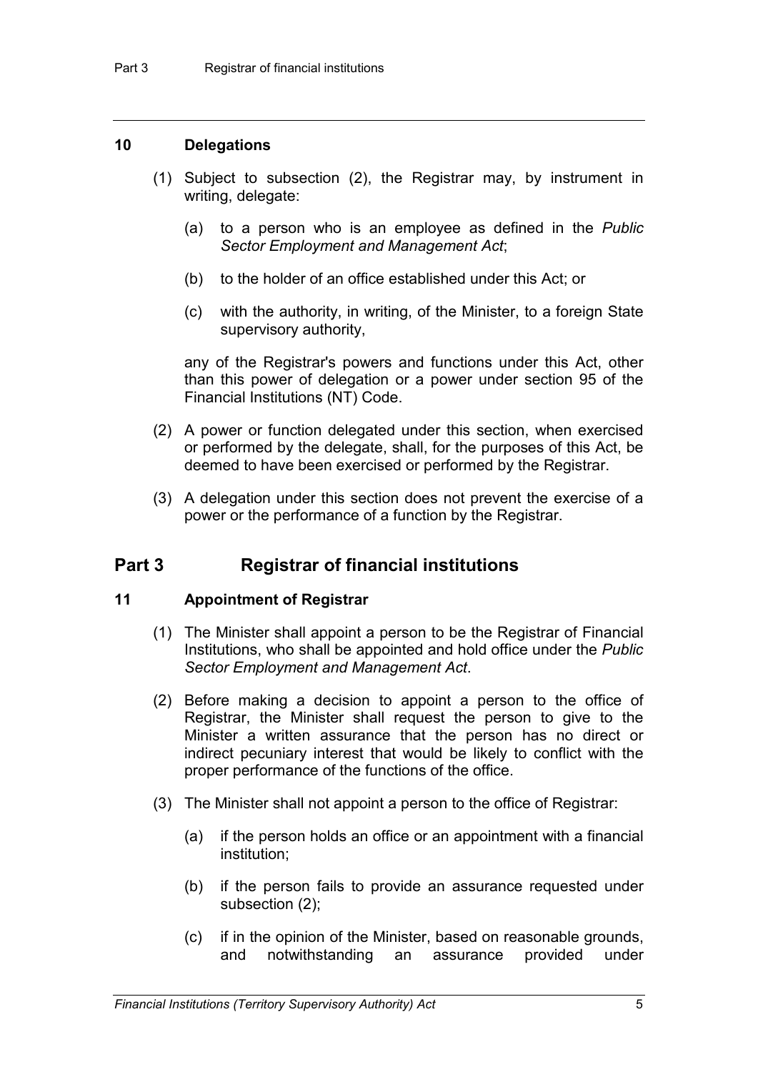### 10 Delegations

(1) Subject to subsection (2), the Registrar may, by instrument in writing, delegate:

(a) to a person who is an employee as defined in the *Public Sector Employment and Management Act*;

(b) to the holder of an office established under this Act; or

(c) with the authority, in writing, of the Minister, to a foreign State supervisory authority,

any of the Registrar's powers and functions under this Act, other than this power of delegation or a power under section 95 of the Financial Institutions (NT) Code.

(2) A power or function delegated under this section, when exercised or performed by the delegate, shall, for the purposes of this Act, be deemed to have been exercised or performed by the Registrar.

(3) A delegation under this section does not prevent the exercise of a power or the performance of a function by the Registrar.

## Part 3 Registrar of financial institutions

### 11 Appointment of Registrar

(1) The Minister shall appoint a person to be the Registrar of Financial Institutions, who shall be appointed and hold office under the *Public Sector Employment and Management Act*.

(2) Before making a decision to appoint a person to the office of Registrar, the Minister shall request the person to give to the Minister a written assurance that the person has no direct or indirect pecuniary interest that would be likely to conflict with the proper performance of the functions of the office.

(3) The Minister shall not appoint a person to the office of Registrar:

(a) if the person holds an office or an appointment with a financial institution;

(b) if the person fails to provide an assurance requested under subsection (2);

(c) if in the opinion of the Minister, based on reasonable grounds, and notwithstanding an assurance provided under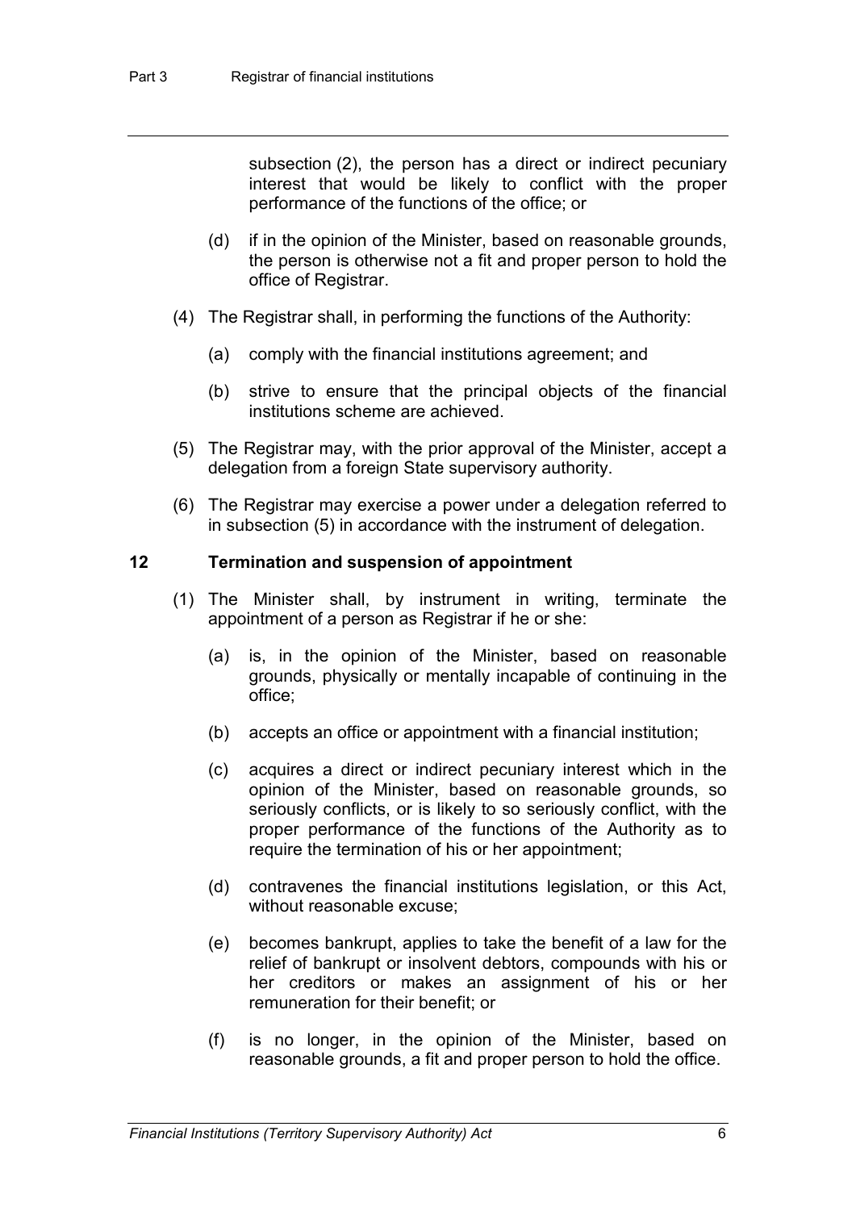subsection (2), the person has a direct or indirect pecuniary interest that would be likely to conflict with the proper performance of the functions of the office; or

(d) if in the opinion of the Minister, based on reasonable grounds, the person is otherwise not a fit and proper person to hold the office of Registrar.

(4) The Registrar shall, in performing the functions of the Authority:

(a) comply with the financial institutions agreement; and

(b) strive to ensure that the principal objects of the financial institutions scheme are achieved.

(5) The Registrar may, with the prior approval of the Minister, accept a delegation from a foreign State supervisory authority.

(6) The Registrar may exercise a power under a delegation referred to in subsection (5) in accordance with the instrument of delegation.

### 12 Termination and suspension of appointment

(1) The Minister shall, by instrument in writing, terminate the appointment of a person as Registrar if he or she:

(a) is, in the opinion of the Minister, based on reasonable grounds, physically or mentally incapable of continuing in the office;

(b) accepts an office or appointment with a financial institution;

(c) acquires a direct or indirect pecuniary interest which in the opinion of the Minister, based on reasonable grounds, so seriously conflicts, or is likely to so seriously conflict, with the proper performance of the functions of the Authority as to require the termination of his or her appointment;

(d) contravenes the financial institutions legislation, or this Act, without reasonable excuse;

(e) becomes bankrupt, applies to take the benefit of a law for the relief of bankrupt or insolvent debtors, compounds with his or her creditors or makes an assignment of his or her remuneration for their benefit; or

(f) is no longer, in the opinion of the Minister, based on reasonable grounds, a fit and proper person to hold the office.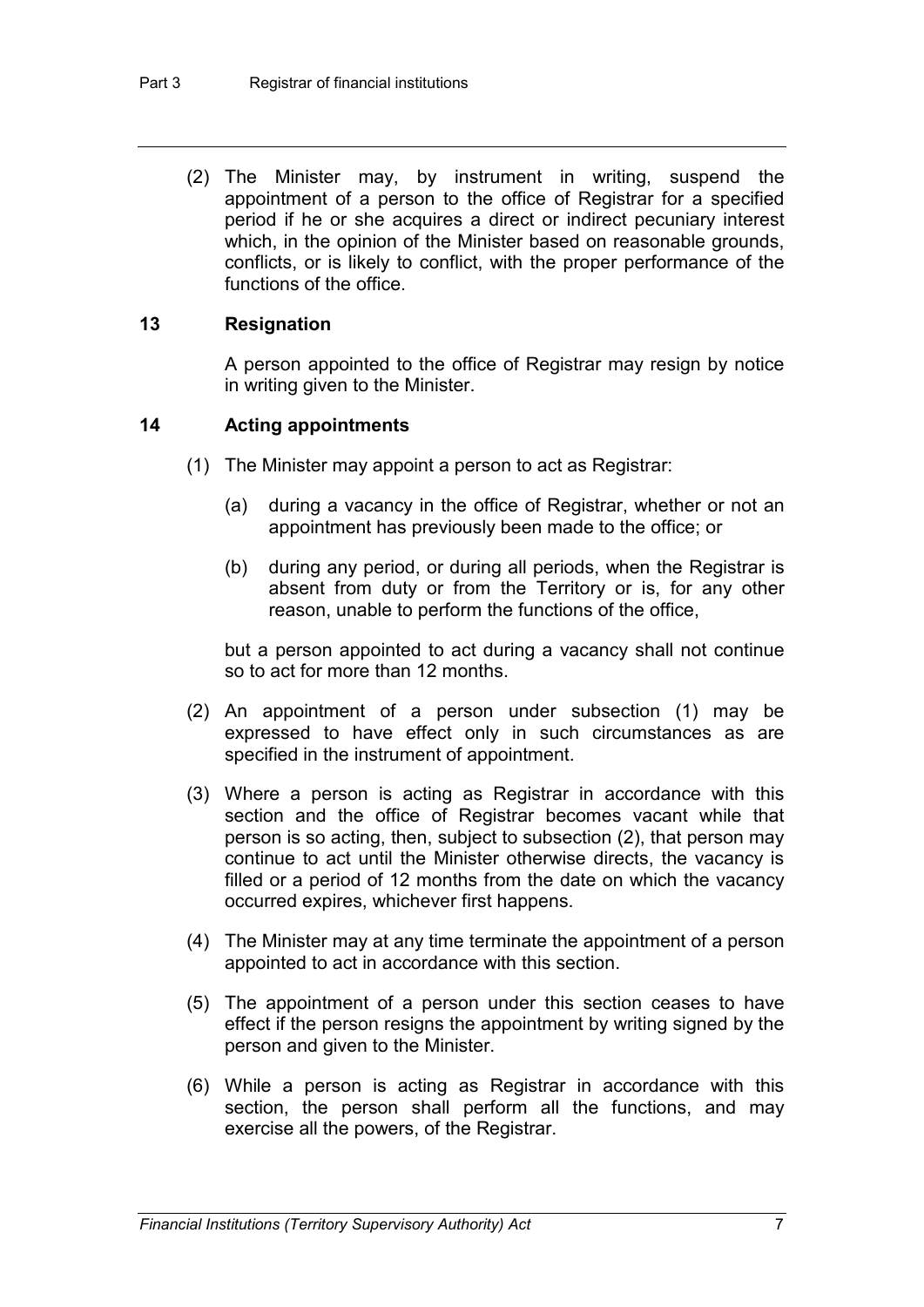(2) The Minister may, by instrument in writing, suspend the appointment of a person to the office of Registrar for a specified period if he or she acquires a direct or indirect pecuniary interest which, in the opinion of the Minister based on reasonable grounds, conflicts, or is likely to conflict, with the proper performance of the functions of the office.

### 13 Resignation

A person appointed to the office of Registrar may resign by notice in writing given to the Minister.

### 14 Acting appointments

(1) The Minister may appoint a person to act as Registrar:

(a) during a vacancy in the office of Registrar, whether or not an appointment has previously been made to the office; or

(b) during any period, or during all periods, when the Registrar is absent from duty or from the Territory or is, for any other reason, unable to perform the functions of the office,

but a person appointed to act during a vacancy shall not continue so to act for more than 12 months.

(2) An appointment of a person under subsection (1) may be expressed to have effect only in such circumstances as are specified in the instrument of appointment.

(3) Where a person is acting as Registrar in accordance with this section and the office of Registrar becomes vacant while that person is so acting, then, subject to subsection (2), that person may continue to act until the Minister otherwise directs, the vacancy is filled or a period of 12 months from the date on which the vacancy occurred expires, whichever first happens.

(4) The Minister may at any time terminate the appointment of a person appointed to act in accordance with this section.

(5) The appointment of a person under this section ceases to have effect if the person resigns the appointment by writing signed by the person and given to the Minister.

(6) While a person is acting as Registrar in accordance with this section, the person shall perform all the functions, and may exercise all the powers, of the Registrar.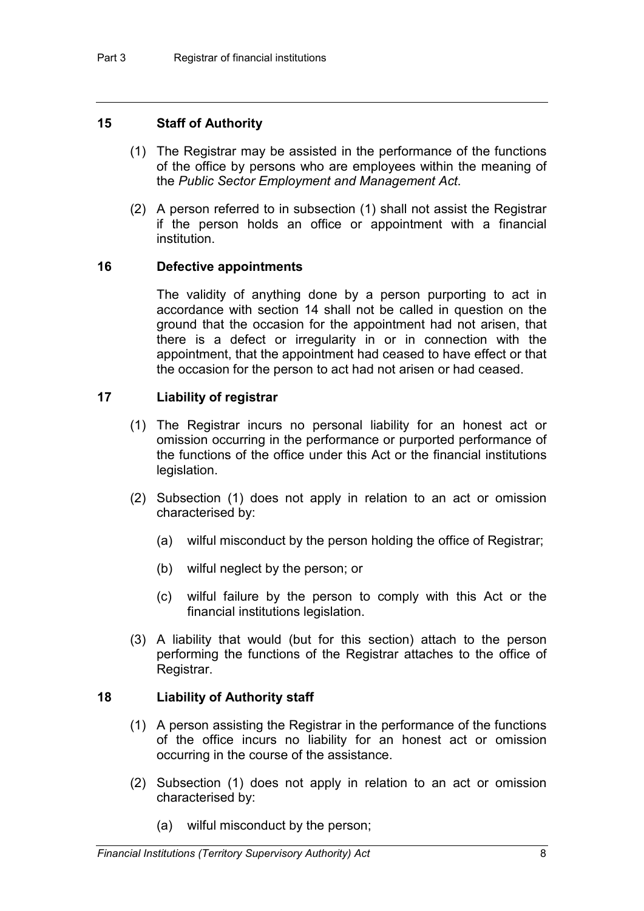## 15 Staff of Authority

(1) The Registrar may be assisted in the performance of the functions of the office by persons who are employees within the meaning of the *Public Sector Employment and Management Act*.

(2) A person referred to in subsection (1) shall not assist the Registrar if the person holds an office or appointment with a financial institution.

## 16 Defective appointments

The validity of anything done by a person purporting to act in accordance with section 14 shall not be called in question on the ground that the occasion for the appointment had not arisen, that there is a defect or irregularity in or in connection with the appointment, that the appointment had ceased to have effect or that the occasion for the person to act had not arisen or had ceased.

## 17 Liability of registrar

(1) The Registrar incurs no personal liability for an honest act or omission occurring in the performance or purported performance of the functions of the office under this Act or the financial institutions legislation.

(2) Subsection (1) does not apply in relation to an act or omission characterised by:

(a) wilful misconduct by the person holding the office of Registrar;

(b) wilful neglect by the person; or

(c) wilful failure by the person to comply with this Act or the financial institutions legislation.

(3) A liability that would (but for this section) attach to the person performing the functions of the Registrar attaches to the office of Registrar.

## 18 Liability of Authority staff

(1) A person assisting the Registrar in the performance of the functions of the office incurs no liability for an honest act or omission occurring in the course of the assistance.

(2) Subsection (1) does not apply in relation to an act or omission characterised by:

(a) wilful misconduct by the person;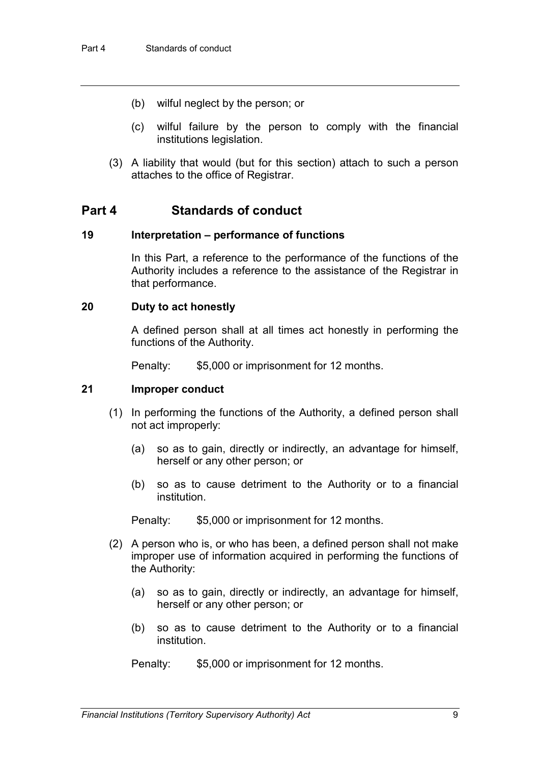(b) wilful neglect by the person; or

(c) wilful failure by the person to comply with the financial institutions legislation.

(3) A liability that would (but for this section) attach to such a person attaches to the office of Registrar.

## Part 4 Standards of conduct

### 19 Interpretation – performance of functions

In this Part, a reference to the performance of the functions of the Authority includes a reference to the assistance of the Registrar in that performance.

### 20 Duty to act honestly

A defined person shall at all times act honestly in performing the functions of the Authority.

Penalty: $5,000 or imprisonment for 12 months.

### 21 Improper conduct

(1) In performing the functions of the Authority, a defined person shall not act improperly:

(a) so as to gain, directly or indirectly, an advantage for himself, herself or any other person; or

(b) so as to cause detriment to the Authority or to a financial institution.

Penalty: $5,000 or imprisonment for 12 months.

(2) A person who is, or who has been, a defined person shall not make improper use of information acquired in performing the functions of the Authority:

(a) so as to gain, directly or indirectly, an advantage for himself, herself or any other person; or

(b) so as to cause detriment to the Authority or to a financial institution.

Penalty: $5,000 or imprisonment for 12 months.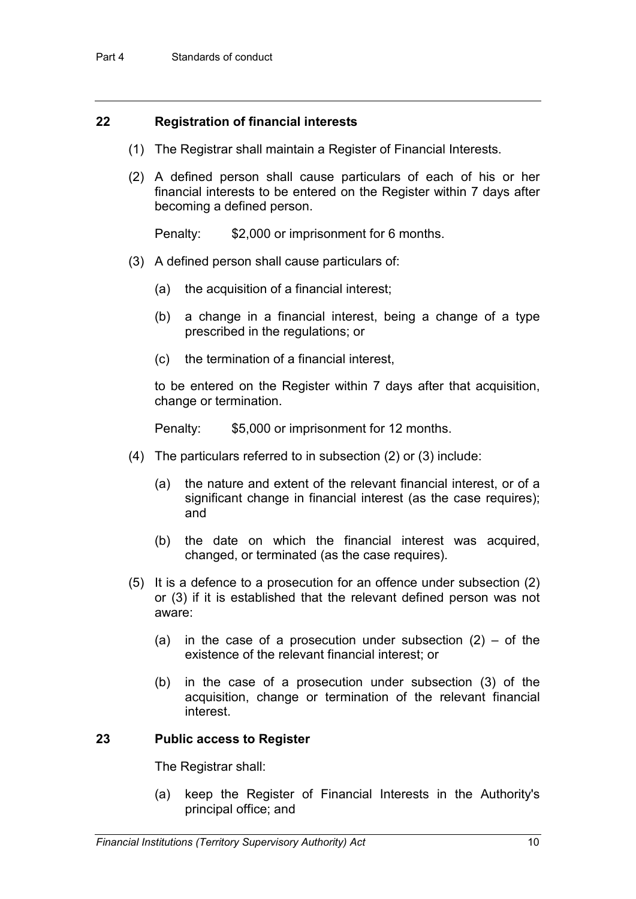## 22 Registration of financial interests

(1) The Registrar shall maintain a Register of Financial Interests.

(2) A defined person shall cause particulars of each of his or her financial interests to be entered on the Register within 7 days after becoming a defined person.

Penalty: $2,000 or imprisonment for 6 months.

(3) A defined person shall cause particulars of:

(a) the acquisition of a financial interest;

(b) a change in a financial interest, being a change of a type prescribed in the regulations; or

(c) the termination of a financial interest,

to be entered on the Register within 7 days after that acquisition, change or termination.

Penalty: $5,000 or imprisonment for 12 months.

(4) The particulars referred to in subsection (2) or (3) include:

(a) the nature and extent of the relevant financial interest, or of a significant change in financial interest (as the case requires); and

(b) the date on which the financial interest was acquired, changed, or terminated (as the case requires).

(5) It is a defence to a prosecution for an offence under subsection (2) or (3) if it is established that the relevant defined person was not aware:

(a) in the case of a prosecution under subsection (2) – of the existence of the relevant financial interest; or

(b) in the case of a prosecution under subsection (3) of the acquisition, change or termination of the relevant financial interest.

## 23 Public access to Register

The Registrar shall:

(a) keep the Register of Financial Interests in the Authority's principal office; and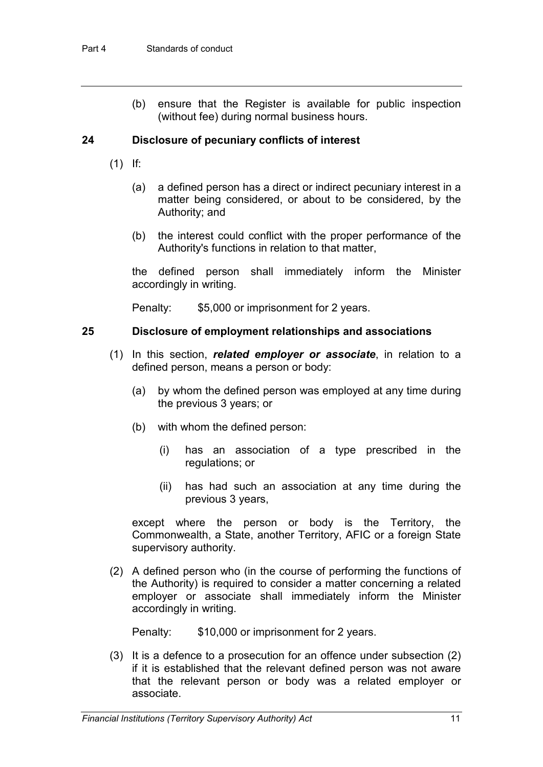(b) ensure that the Register is available for public inspection (without fee) during normal business hours.

## 24 Disclosure of pecuniary conflicts of interest

(1) If:

(a) a defined person has a direct or indirect pecuniary interest in a matter being considered, or about to be considered, by the Authority; and

(b) the interest could conflict with the proper performance of the Authority's functions in relation to that matter,

the defined person shall immediately inform the Minister accordingly in writing.

Penalty: $5,000 or imprisonment for 2 years.

## 25 Disclosure of employment relationships and associations

(1) In this section, ***related employer or associate***, in relation to a defined person, means a person or body:

(a) by whom the defined person was employed at any time during the previous 3 years; or

(b) with whom the defined person:

(i) has an association of a type prescribed in the regulations; or

(ii) has had such an association at any time during the previous 3 years,

except where the person or body is the Territory, the Commonwealth, a State, another Territory, AFIC or a foreign State supervisory authority.

(2) A defined person who (in the course of performing the functions of the Authority) is required to consider a matter concerning a related employer or associate shall immediately inform the Minister accordingly in writing.

Penalty: $10,000 or imprisonment for 2 years.

(3) It is a defence to a prosecution for an offence under subsection (2) if it is established that the relevant defined person was not aware that the relevant person or body was a related employer or associate.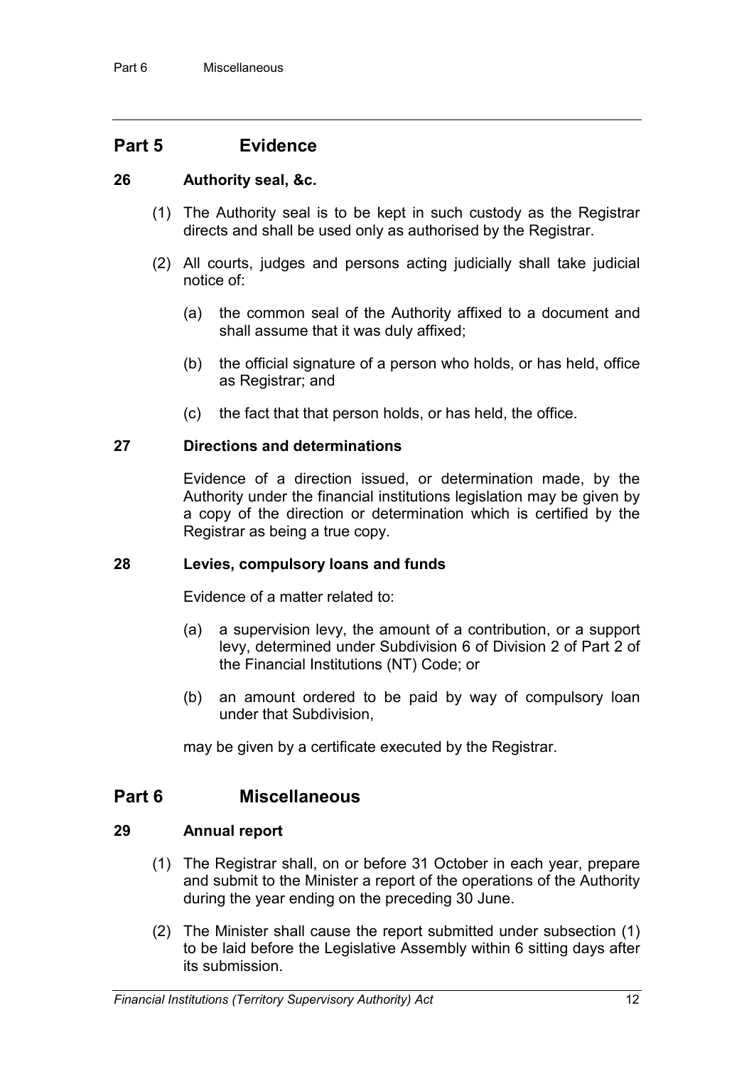## Part 5 Evidence

### 26 Authority seal, &c.

(1) The Authority seal is to be kept in such custody as the Registrar directs and shall be used only as authorised by the Registrar.

(2) All courts, judges and persons acting judicially shall take judicial notice of:

(a) the common seal of the Authority affixed to a document and shall assume that it was duly affixed;

(b) the official signature of a person who holds, or has held, office as Registrar; and

(c) the fact that that person holds, or has held, the office.

### 27 Directions and determinations

Evidence of a direction issued, or determination made, by the Authority under the financial institutions legislation may be given by a copy of the direction or determination which is certified by the Registrar as being a true copy.

### 28 Levies, compulsory loans and funds

Evidence of a matter related to:

(a) a supervision levy, the amount of a contribution, or a support levy, determined under Subdivision 6 of Division 2 of Part 2 of the Financial Institutions (NT) Code; or

(b) an amount ordered to be paid by way of compulsory loan under that Subdivision,

may be given by a certificate executed by the Registrar.

## Part 6 Miscellaneous

### 29 Annual report

(1) The Registrar shall, on or before 31 October in each year, prepare and submit to the Minister a report of the operations of the Authority during the year ending on the preceding 30 June.

(2) The Minister shall cause the report submitted under subsection (1) to be laid before the Legislative Assembly within 6 sitting days after its submission.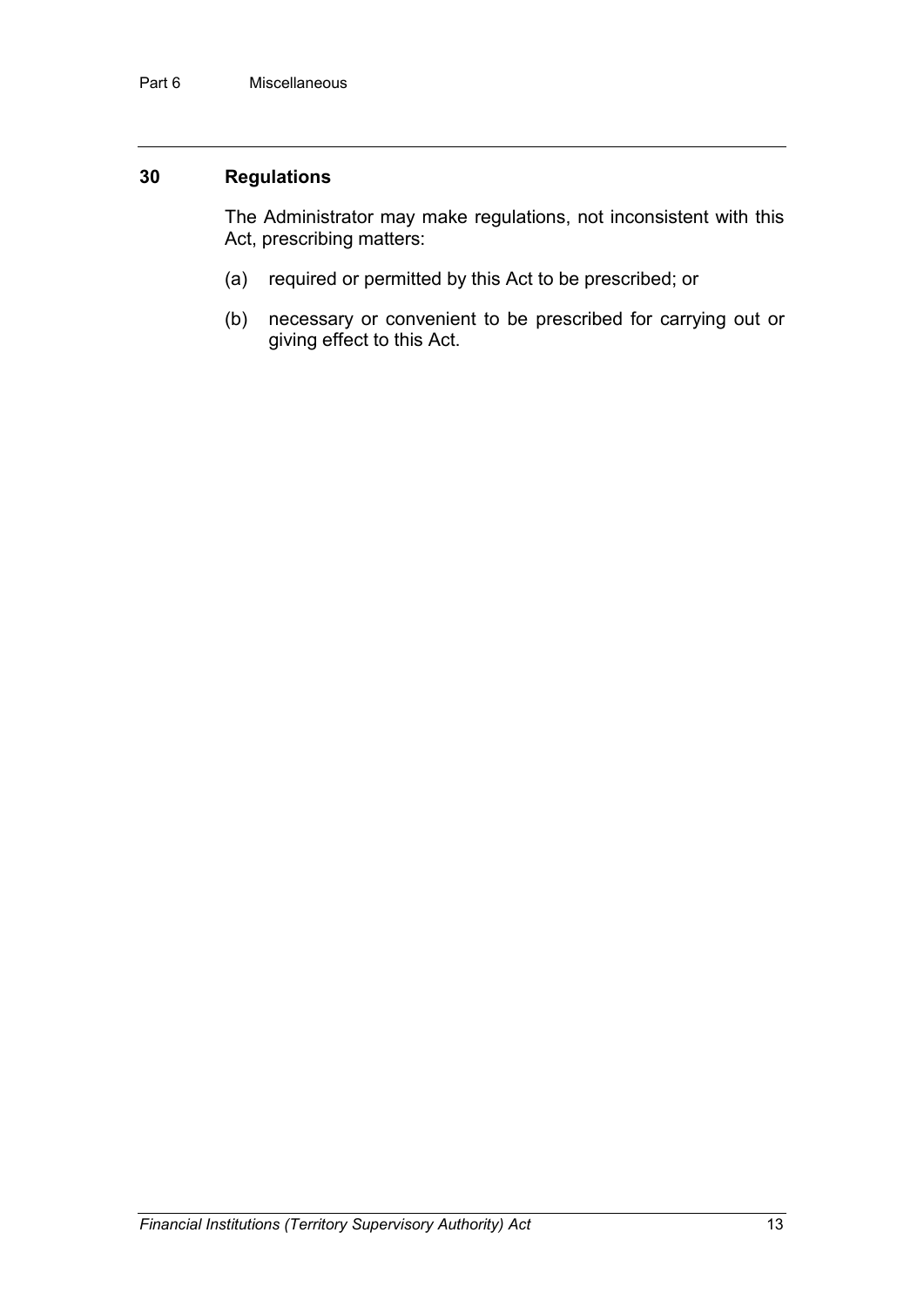## 30 Regulations

The Administrator may make regulations, not inconsistent with this Act, prescribing matters:

(a) required or permitted by this Act to be prescribed; or

(b) necessary or convenient to be prescribed for carrying out or giving effect to this Act.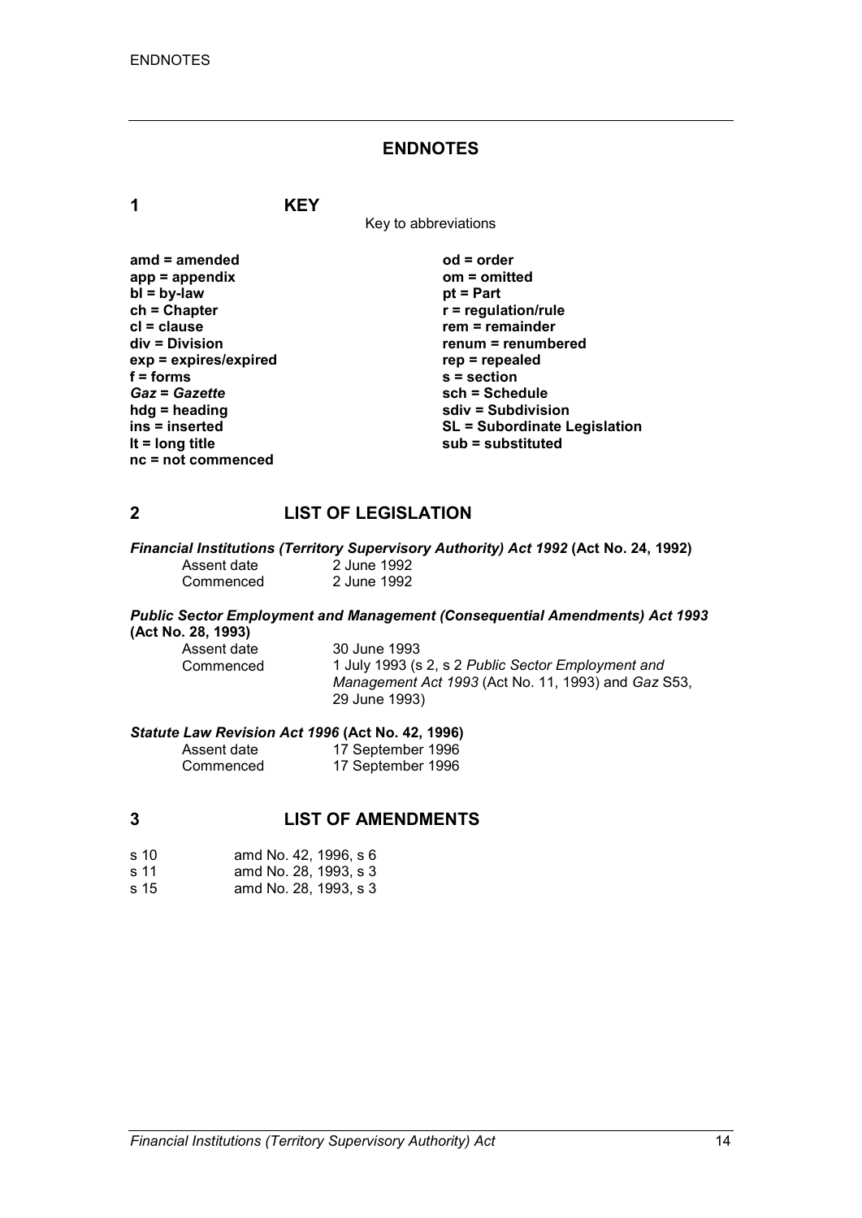# ENDNOTES

## 1 KEY

Key to abbreviations

| | |
|---|---|
| **amd = amended** | **od = order** |
| **app = appendix** | **om = omitted** |
| **bl = by-law** | **pt = Part** |
| **ch = Chapter** | **r = regulation/rule** |
| **cl = clause** | **rem = remainder** |
| **div = Division** | **renum = renumbered** |
| **exp = expires/expired** | **rep = repealed** |
| **f = forms** | **s = section** |
| ***Gaz* = *Gazette*** | **sch = Schedule** |
| **hdg = heading** | **sdiv = Subdivision** |
| **ins = inserted** | **SL = Subordinate Legislation** |
| **lt = long title** | **sub = substituted** |
| **nc = not commenced** | |

## 2 LIST OF LEGISLATION

***Financial Institutions (Territory Supervisory Authority) Act 1992* (Act No. 24, 1992)**

| | |
|---|---|
| Assent date | 2 June 1992 |
| Commenced | 2 June 1992 |

***Public Sector Employment and Management (Consequential Amendments) Act 1993* (Act No. 28, 1993)**

| | |
|---|---|
| Assent date | 30 June 1993 |
| Commenced | 1 July 1993 (s 2, s 2 *Public Sector Employment and Management Act 1993* (Act No. 11, 1993) and *Gaz* S53, 29 June 1993) |

***Statute Law Revision Act 1996* (Act No. 42, 1996)**

| | |
|---|---|
| Assent date | 17 September 1996 |
| Commenced | 17 September 1996 |

## 3 LIST OF AMENDMENTS

| | |
|---|---|
| s 10 | amd No. 42, 1996, s 6 |
| s 11 | amd No. 28, 1993, s 3 |
| s 15 | amd No. 28, 1993, s 3 |